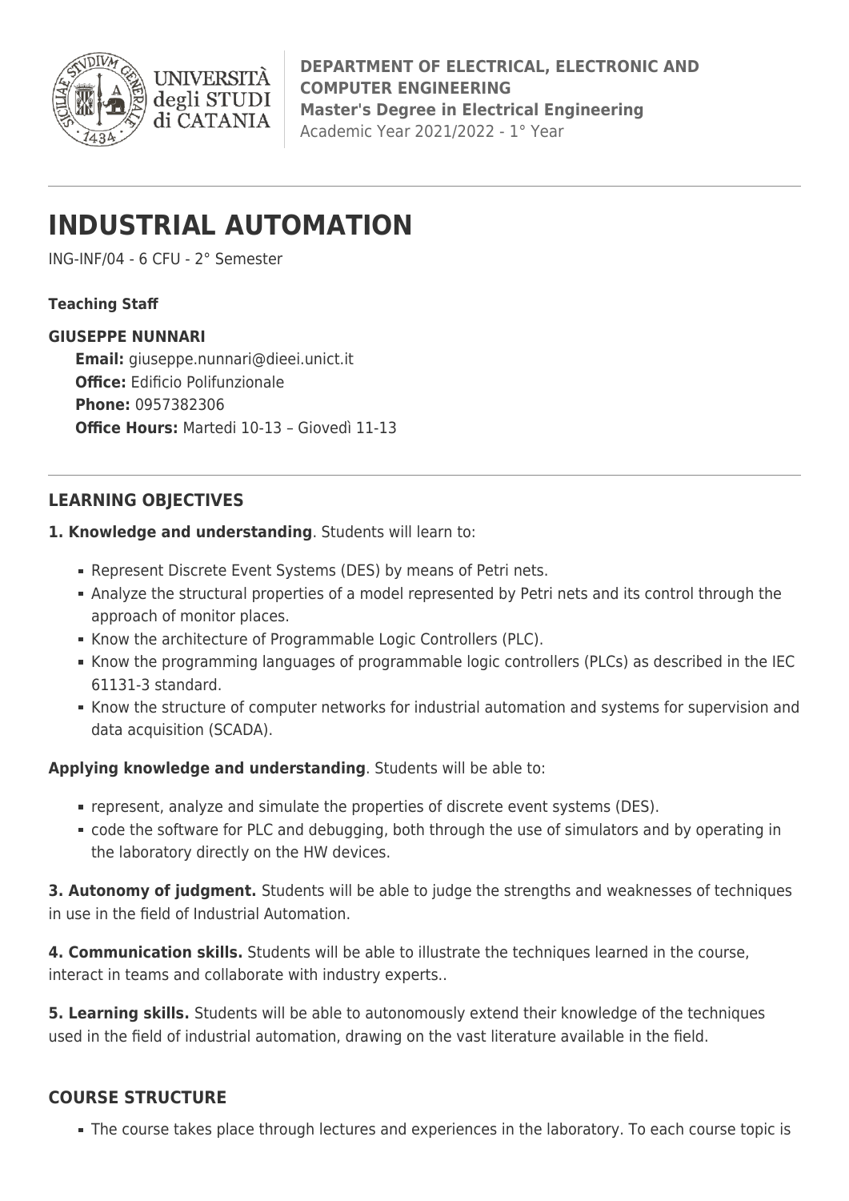**DEPARTMENT OF ELECTRICAL, ELECTRONIC AND COMPUTER ENGINEERING**
**Master's Degree in Electrical Engineering**
Academic Year 2021/2022 - 1° Year

# INDUSTRIAL AUTOMATION

ING-INF/04 - 6 CFU - 2° Semester

**Teaching Staff**

**GIUSEPPE NUNNARI**

**Email:** giuseppe.nunnari@dieei.unict.it
**Office:** Edificio Polifunzionale
**Phone:** 0957382306
**Office Hours:** Martedi 10-13 – Giovedì 11-13

## LEARNING OBJECTIVES

**1. Knowledge and understanding**. Students will learn to:

- Represent Discrete Event Systems (DES) by means of Petri nets.
- Analyze the structural properties of a model represented by Petri nets and its control through the approach of monitor places.
- Know the architecture of Programmable Logic Controllers (PLC).
- Know the programming languages of programmable logic controllers (PLCs) as described in the IEC 61131-3 standard.
- Know the structure of computer networks for industrial automation and systems for supervision and data acquisition (SCADA).

**Applying knowledge and understanding**. Students will be able to:

- represent, analyze and simulate the properties of discrete event systems (DES).
- code the software for PLC and debugging, both through the use of simulators and by operating in the laboratory directly on the HW devices.

**3. Autonomy of judgment.** Students will be able to judge the strengths and weaknesses of techniques in use in the field of Industrial Automation.

**4. Communication skills.** Students will be able to illustrate the techniques learned in the course, interact in teams and collaborate with industry experts..

**5. Learning skills.** Students will be able to autonomously extend their knowledge of the techniques used in the field of industrial automation, drawing on the vast literature available in the field.

## COURSE STRUCTURE

- The course takes place through lectures and experiences in the laboratory. To each course topic is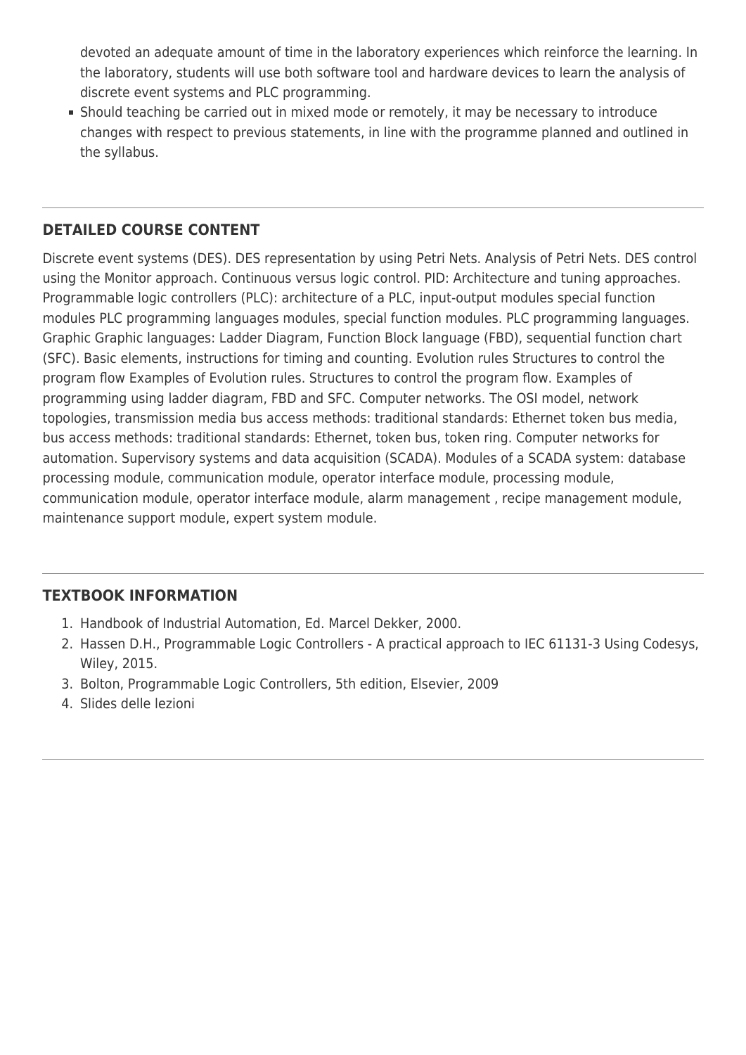devoted an adequate amount of time in the laboratory experiences which reinforce the learning. In the laboratory, students will use both software tool and hardware devices to learn the analysis of discrete event systems and PLC programming.

- Should teaching be carried out in mixed mode or remotely, it may be necessary to introduce changes with respect to previous statements, in line with the programme planned and outlined in the syllabus.

## DETAILED COURSE CONTENT

Discrete event systems (DES). DES representation by using Petri Nets. Analysis of Petri Nets. DES control using the Monitor approach. Continuous versus logic control. PID: Architecture and tuning approaches. Programmable logic controllers (PLC): architecture of a PLC, input-output modules special function modules PLC programming languages modules, special function modules. PLC programming languages. Graphic Graphic languages: Ladder Diagram, Function Block language (FBD), sequential function chart (SFC). Basic elements, instructions for timing and counting. Evolution rules Structures to control the program flow Examples of Evolution rules. Structures to control the program flow. Examples of programming using ladder diagram, FBD and SFC. Computer networks. The OSI model, network topologies, transmission media bus access methods: traditional standards: Ethernet token bus media, bus access methods: traditional standards: Ethernet, token bus, token ring. Computer networks for automation. Supervisory systems and data acquisition (SCADA). Modules of a SCADA system: database processing module, communication module, operator interface module, processing module, communication module, operator interface module, alarm management , recipe management module, maintenance support module, expert system module.

## TEXTBOOK INFORMATION

1. Handbook of Industrial Automation, Ed. Marcel Dekker, 2000.
2. Hassen D.H., Programmable Logic Controllers - A practical approach to IEC 61131-3 Using Codesys, Wiley, 2015.
3. Bolton, Programmable Logic Controllers, 5th edition, Elsevier, 2009
4. Slides delle lezioni